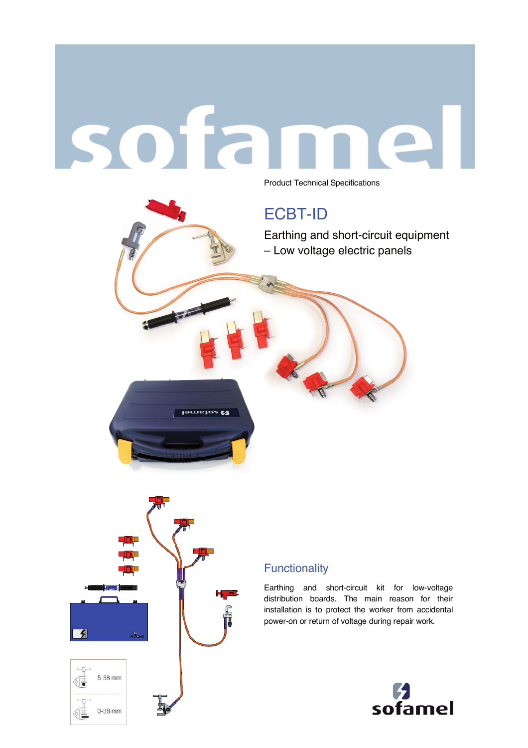Product Technical Specifications

# ECBT-ID

Earthing and short-circuit equipment
– Low voltage electric panels

5-38 mm

0-38 mm

## Functionality

Earthing and short-circuit kit for low-voltage distribution boards. The main reason for their installation is to protect the worker from accidental power-on or return of voltage during repair work.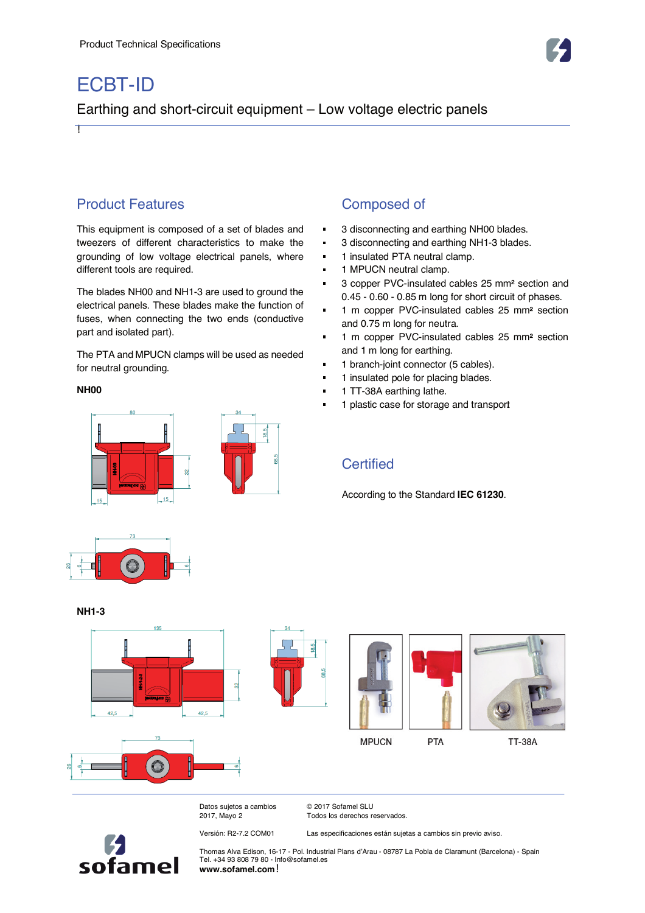Product Technical Specifications

# ECBT-ID

Earthing and short-circuit equipment – Low voltage electric panels

## Product Features

This equipment is composed of a set of blades and tweezers of different characteristics to make the grounding of low voltage electrical panels, where different tools are required.

The blades NH00 and NH1-3 are used to ground the electrical panels. These blades make the function of fuses, when connecting the two ends (conductive part and isolated part).

The PTA and MPUCN clamps will be used as needed for neutral grounding.

**NH00**

80
15
15
32
34
18,5
68,5
73
28
6
6

**NH1-3**

135
42,5
42,5
32
34
18,5
68,5
73
28
6
6

MPUCN PTA TT-38A

## Composed of

- 3 disconnecting and earthing NH00 blades.
- 3 disconnecting and earthing NH1-3 blades.
- 1 insulated PTA neutral clamp.
- 1 MPUCN neutral clamp.
- 3 copper PVC-insulated cables 25 mm² section and 0.45 - 0.60 - 0.85 m long for short circuit of phases.
- 1 m copper PVC-insulated cables 25 mm² section and 0.75 m long for neutra.
- 1 m copper PVC-insulated cables 25 mm² section and 1 m long for earthing.
- 1 branch-joint connector (5 cables).
- 1 insulated pole for placing blades.
- 1 TT-38A earthing lathe.
- 1 plastic case for storage and transport

## Certified

According to the Standard **IEC 61230**.

Datos sujetos a cambios
2017, Mayo 2

© 2017 Sofamel SLU
Todos los derechos reservados.

Versión: R2-7.2 COM01

Las especificaciones están sujetas a cambios sin previo aviso.

Thomas Alva Edison, 16-17 - Pol. Industrial Plans d'Arau - 08787 La Pobla de Claramunt (Barcelona) - Spain
Tel. +34 93 808 79 80 - Info@sofamel.es
**www.sofamel.com**